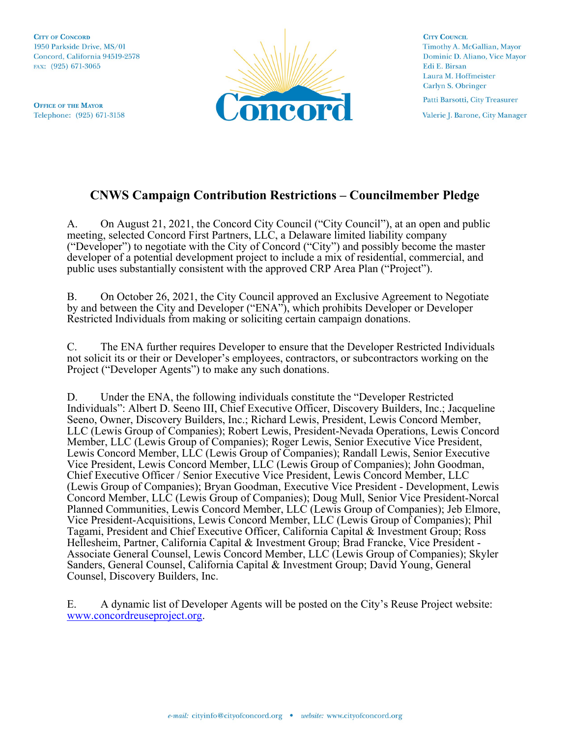**City of Concord**
1950 Parkside Drive, MS/01
Concord, California 94519-2578
FAX: (925) 671-3065

**Office of the Mayor**
Telephone: (925) 671-3158

**City Council**
Timothy A. McGallian, Mayor
Dominic D. Aliano, Vice Mayor
Edi E. Birsan
Laura M. Hoffmeister
Carlyn S. Obringer

Patti Barsotti, City Treasurer

Valerie J. Barone, City Manager

# CNWS Campaign Contribution Restrictions – Councilmember Pledge

A. On August 21, 2021, the Concord City Council ("City Council"), at an open and public meeting, selected Concord First Partners, LLC, a Delaware limited liability company ("Developer") to negotiate with the City of Concord ("City") and possibly become the master developer of a potential development project to include a mix of residential, commercial, and public uses substantially consistent with the approved CRP Area Plan ("Project").

B. On October 26, 2021, the City Council approved an Exclusive Agreement to Negotiate by and between the City and Developer ("ENA"), which prohibits Developer or Developer Restricted Individuals from making or soliciting certain campaign donations.

C. The ENA further requires Developer to ensure that the Developer Restricted Individuals not solicit its or their or Developer's employees, contractors, or subcontractors working on the Project ("Developer Agents") to make any such donations.

D. Under the ENA, the following individuals constitute the "Developer Restricted Individuals": Albert D. Seeno III, Chief Executive Officer, Discovery Builders, Inc.; Jacqueline Seeno, Owner, Discovery Builders, Inc.; Richard Lewis, President, Lewis Concord Member, LLC (Lewis Group of Companies); Robert Lewis, President-Nevada Operations, Lewis Concord Member, LLC (Lewis Group of Companies); Roger Lewis, Senior Executive Vice President, Lewis Concord Member, LLC (Lewis Group of Companies); Randall Lewis, Senior Executive Vice President, Lewis Concord Member, LLC (Lewis Group of Companies); John Goodman, Chief Executive Officer / Senior Executive Vice President, Lewis Concord Member, LLC (Lewis Group of Companies); Bryan Goodman, Executive Vice President - Development, Lewis Concord Member, LLC (Lewis Group of Companies); Doug Mull, Senior Vice President-Norcal Planned Communities, Lewis Concord Member, LLC (Lewis Group of Companies); Jeb Elmore, Vice President-Acquisitions, Lewis Concord Member, LLC (Lewis Group of Companies); Phil Tagami, President and Chief Executive Officer, California Capital & Investment Group; Ross Hellesheim, Partner, California Capital & Investment Group; Brad Francke, Vice President - Associate General Counsel, Lewis Concord Member, LLC (Lewis Group of Companies); Skyler Sanders, General Counsel, California Capital & Investment Group; David Young, General Counsel, Discovery Builders, Inc.

E. A dynamic list of Developer Agents will be posted on the City's Reuse Project website: [www.concordreuseproject.org](http://www.concordreuseproject.org).

*e-mail:* cityinfo@cityofconcord.org • *website:* www.cityofconcord.org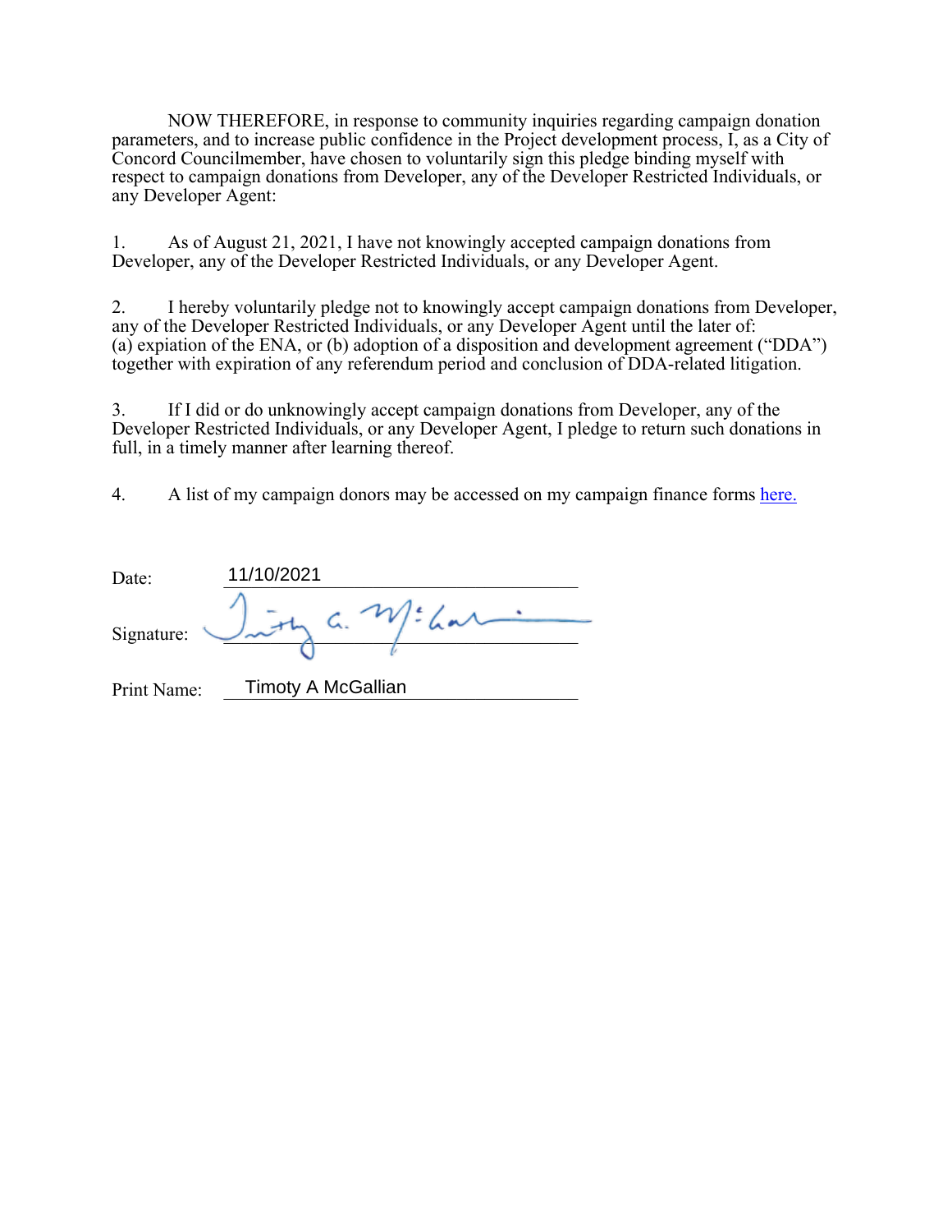NOW THEREFORE, in response to community inquiries regarding campaign donation parameters, and to increase public confidence in the Project development process, I, as a City of Concord Councilmember, have chosen to voluntarily sign this pledge binding myself with respect to campaign donations from Developer, any of the Developer Restricted Individuals, or any Developer Agent:

1. As of August 21, 2021, I have not knowingly accepted campaign donations from Developer, any of the Developer Restricted Individuals, or any Developer Agent.

2. I hereby voluntarily pledge not to knowingly accept campaign donations from Developer, any of the Developer Restricted Individuals, or any Developer Agent until the later of: (a) expiation of the ENA, or (b) adoption of a disposition and development agreement ("DDA") together with expiration of any referendum period and conclusion of DDA-related litigation.

3. If I did or do unknowingly accept campaign donations from Developer, any of the Developer Restricted Individuals, or any Developer Agent, I pledge to return such donations in full, in a timely manner after learning thereof.

4. A list of my campaign donors may be accessed on my campaign finance forms here.

Date: 11/10/2021

Signature: [signature]

Print Name: Timoty A McGallian